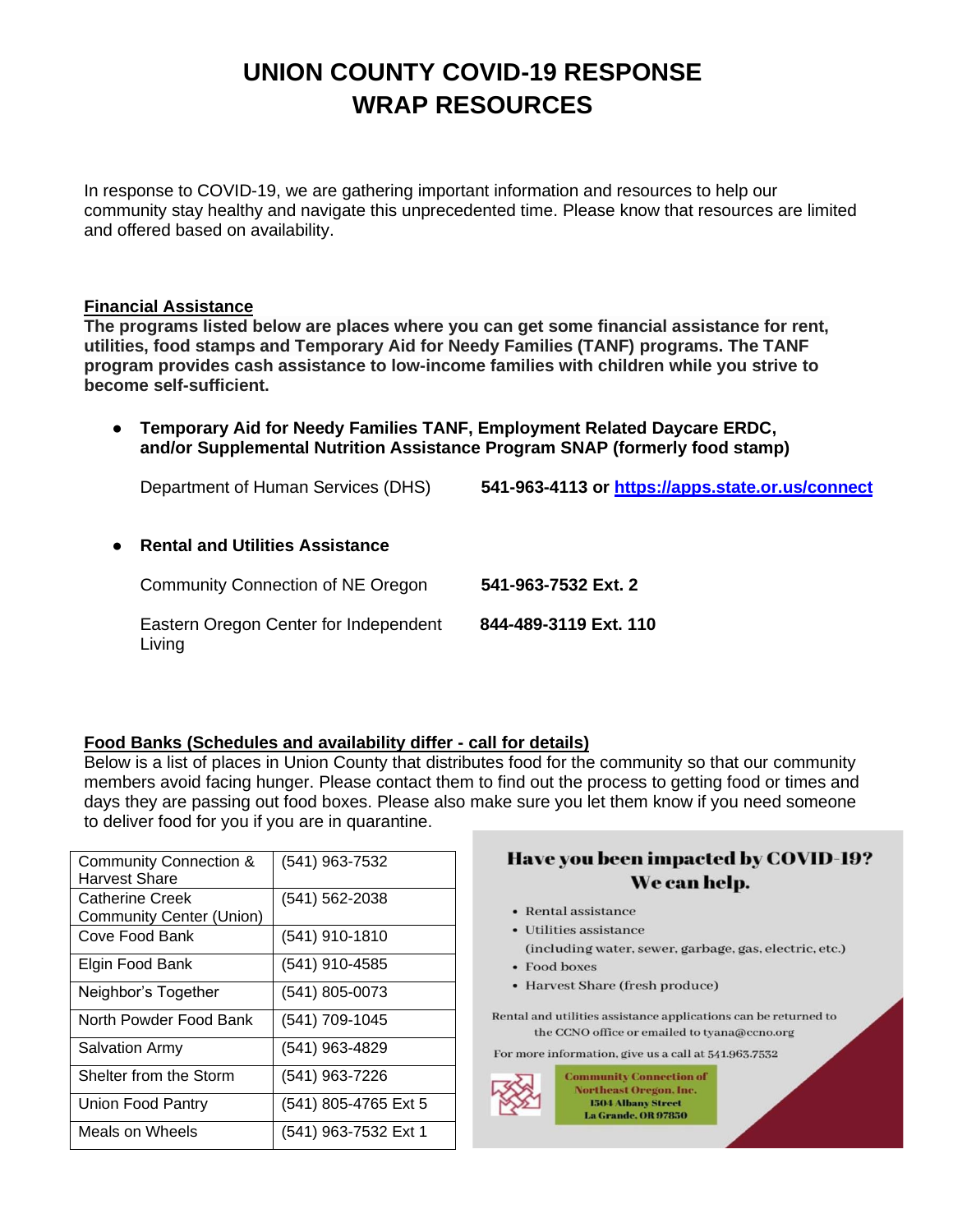# UNION COUNTY COVID-19 RESPONSE WRAP RESOURCES

In response to COVID-19, we are gathering important information and resources to help our community stay healthy and navigate this unprecedented time. Please know that resources are limited and offered based on availability.

## Financial Assistance

**The programs listed below are places where you can get some financial assistance for rent, utilities, food stamps and Temporary Aid for Needy Families (TANF) programs. The TANF program provides cash assistance to low-income families with children while you strive to become self-sufficient.**

- **Temporary Aid for Needy Families TANF, Employment Related Daycare ERDC, and/or Supplemental Nutrition Assistance Program SNAP (formerly food stamp)**

  Department of Human Services (DHS) **541-963-4113 or [https://apps.state.or.us/connect](https://apps.state.or.us/connect)**

- **Rental and Utilities Assistance**

  Community Connection of NE Oregon **541-963-7532 Ext. 2**

  Eastern Oregon Center for Independent Living **844-489-3119 Ext. 110**

## Food Banks (Schedules and availability differ - call for details)

Below is a list of places in Union County that distributes food for the community so that our community members avoid facing hunger. Please contact them to find out the process to getting food or times and days they are passing out food boxes. Please also make sure you let them know if you need someone to deliver food for you if you are in quarantine.

| Name | Phone |
|---|---|
| Community Connection & Harvest Share | (541) 963-7532 |
| Catherine Creek Community Center (Union) | (541) 562-2038 |
| Cove Food Bank | (541) 910-1810 |
| Elgin Food Bank | (541) 910-4585 |
| Neighbor's Together | (541) 805-0073 |
| North Powder Food Bank | (541) 709-1045 |
| Salvation Army | (541) 963-4829 |
| Shelter from the Storm | (541) 963-7226 |
| Union Food Pantry | (541) 805-4765 Ext 5 |
| Meals on Wheels | (541) 963-7532 Ext 1 |

**Have you been impacted by COVID-19? We can help.**

- Rental assistance
- Utilities assistance (including water, sewer, garbage, gas, electric, etc.)
- Food boxes
- Harvest Share (fresh produce)

Rental and utilities assistance applications can be returned to the CCNO office or emailed to tyana@ccno.org

For more information, give us a call at 541.963.7532

Community Connection of Northeast Oregon, Inc.
1504 Albany Street
La Grande, OR 97850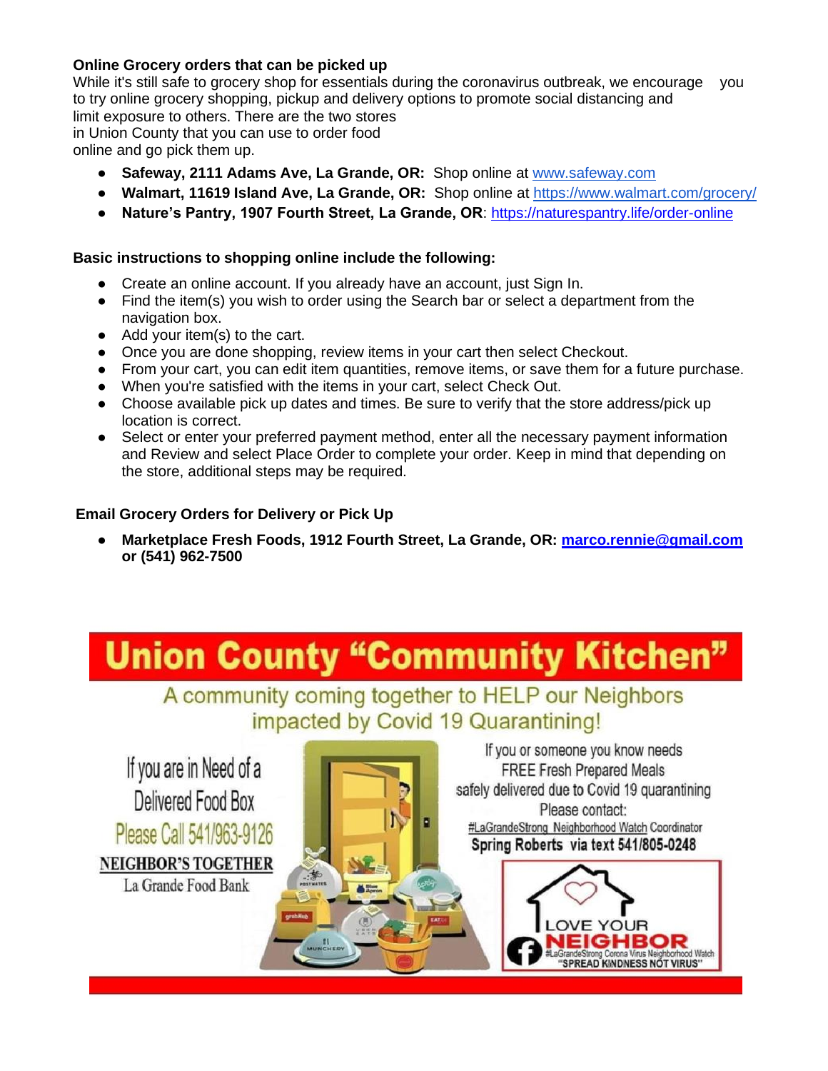**Online Grocery orders that can be picked up**

While it's still safe to grocery shop for essentials during the coronavirus outbreak, we encourage you to try online grocery shopping, pickup and delivery options to promote social distancing and limit exposure to others. There are the two stores in Union County that you can use to order food online and go pick them up.

- **Safeway, 2111 Adams Ave, La Grande, OR:** Shop online at www.safeway.com
- **Walmart, 11619 Island Ave, La Grande, OR:** Shop online at https://www.walmart.com/grocery/
- **Nature's Pantry, 1907 Fourth Street, La Grande, OR**: https://naturespantry.life/order-online

**Basic instructions to shopping online include the following:**

- Create an online account. If you already have an account, just Sign In.
- Find the item(s) you wish to order using the Search bar or select a department from the navigation box.
- Add your item(s) to the cart.
- Once you are done shopping, review items in your cart then select Checkout.
- From your cart, you can edit item quantities, remove items, or save them for a future purchase.
- When you're satisfied with the items in your cart, select Check Out.
- Choose available pick up dates and times. Be sure to verify that the store address/pick up location is correct.
- Select or enter your preferred payment method, enter all the necessary payment information and Review and select Place Order to complete your order. Keep in mind that depending on the store, additional steps may be required.

**Email Grocery Orders for Delivery or Pick Up**

- **Marketplace Fresh Foods, 1912 Fourth Street, La Grande, OR: marco.rennie@gmail.com or (541) 962-7500**

# Union County "Community Kitchen"

A community coming together to HELP our Neighbors impacted by Covid 19 Quarantining!

If you are in Need of a Delivered Food Box
Please Call 541/963-9126
NEIGHBOR'S TOGETHER
La Grande Food Bank

If you or someone you know needs FREE Fresh Prepared Meals safely delivered due to Covid 19 quarantining
Please contact:
#LaGrandeStrong Neighborhood Watch Coordinator
Spring Roberts via text 541/805-0248

LOVE YOUR NEIGHBOR
#LaGrandeStrong Corona Virus Neighborhood Watch
"SPREAD KINDNESS NOT VIRUS"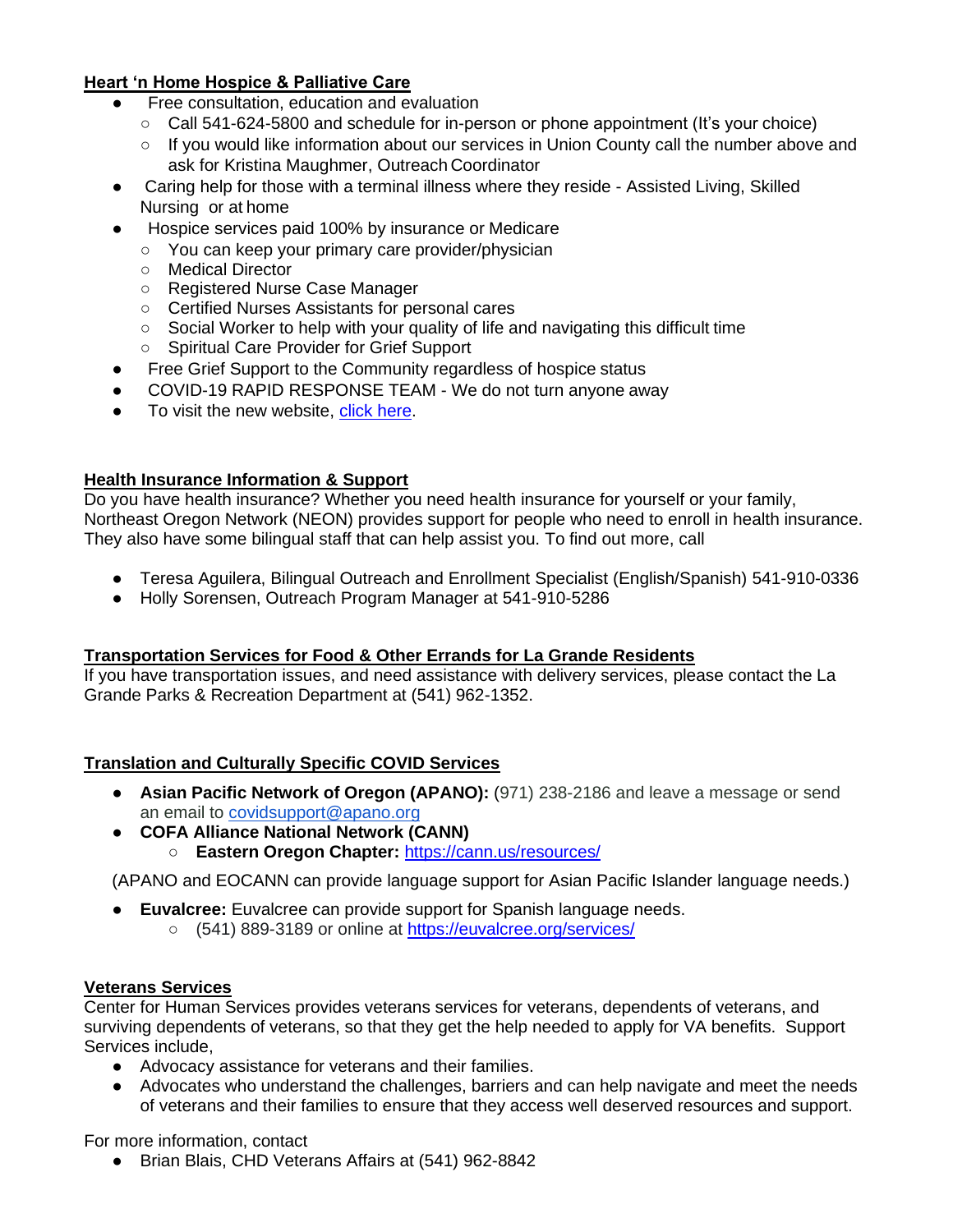**Heart 'n Home Hospice & Palliative Care**

- Free consultation, education and evaluation
  - Call 541-624-5800 and schedule for in-person or phone appointment (It's your choice)
  - If you would like information about our services in Union County call the number above and ask for Kristina Maughmer, Outreach Coordinator
- Caring help for those with a terminal illness where they reside - Assisted Living, Skilled Nursing or at home
- Hospice services paid 100% by insurance or Medicare
  - You can keep your primary care provider/physician
  - Medical Director
  - Registered Nurse Case Manager
  - Certified Nurses Assistants for personal cares
  - Social Worker to help with your quality of life and navigating this difficult time
  - Spiritual Care Provider for Grief Support
- Free Grief Support to the Community regardless of hospice status
- COVID-19 RAPID RESPONSE TEAM - We do not turn anyone away
- To visit the new website, click here.

**Health Insurance Information & Support**

Do you have health insurance? Whether you need health insurance for yourself or your family, Northeast Oregon Network (NEON) provides support for people who need to enroll in health insurance. They also have some bilingual staff that can help assist you. To find out more, call

- Teresa Aguilera, Bilingual Outreach and Enrollment Specialist (English/Spanish) 541-910-0336
- Holly Sorensen, Outreach Program Manager at 541-910-5286

**Transportation Services for Food & Other Errands for La Grande Residents**

If you have transportation issues, and need assistance with delivery services, please contact the La Grande Parks & Recreation Department at (541) 962-1352.

**Translation and Culturally Specific COVID Services**

- **Asian Pacific Network of Oregon (APANO):** (971) 238-2186 and leave a message or send an email to covidsupport@apano.org
- **COFA Alliance National Network (CANN)**
  - **Eastern Oregon Chapter:** https://cann.us/resources/

(APANO and EOCANN can provide language support for Asian Pacific Islander language needs.)

- **Euvalcree:** Euvalcree can provide support for Spanish language needs.
  - (541) 889-3189 or online at https://euvalcree.org/services/

**Veterans Services**

Center for Human Services provides veterans services for veterans, dependents of veterans, and surviving dependents of veterans, so that they get the help needed to apply for VA benefits. Support Services include,

- Advocacy assistance for veterans and their families.
- Advocates who understand the challenges, barriers and can help navigate and meet the needs of veterans and their families to ensure that they access well deserved resources and support.

For more information, contact

- Brian Blais, CHD Veterans Affairs at (541) 962-8842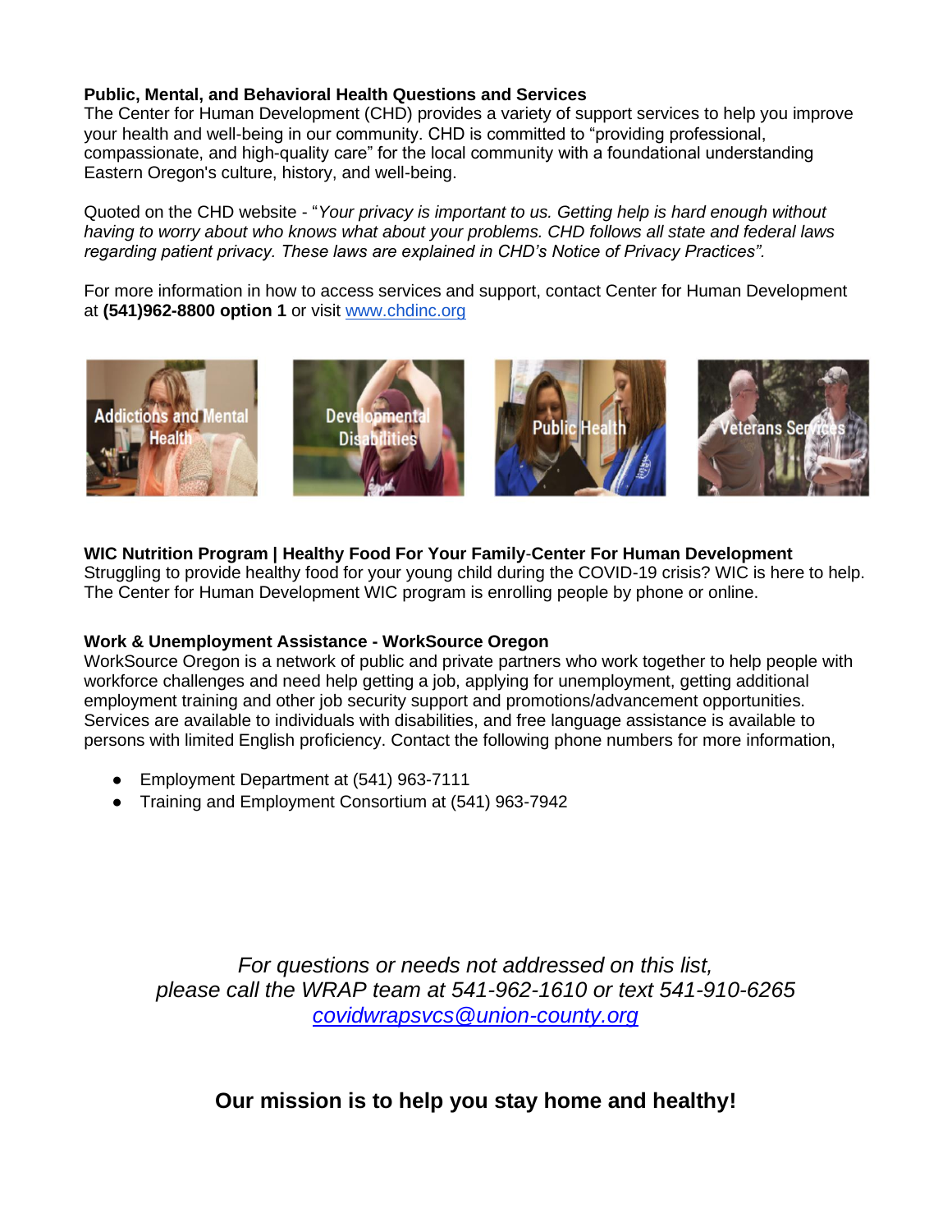**Public, Mental, and Behavioral Health Questions and Services**

The Center for Human Development (CHD) provides a variety of support services to help you improve your health and well-being in our community. CHD is committed to "providing professional, compassionate, and high-quality care" for the local community with a foundational understanding Eastern Oregon's culture, history, and well-being.

Quoted on the CHD website - "*Your privacy is important to us. Getting help is hard enough without having to worry about who knows what about your problems. CHD follows all state and federal laws regarding patient privacy. These laws are explained in CHD's Notice of Privacy Practices".*

For more information in how to access services and support, contact Center for Human Development at **(541)962-8800 option 1** or visit [www.chdinc.org](http://www.chdinc.org)

**WIC Nutrition Program | Healthy Food For Your Family-Center For Human Development**

Struggling to provide healthy food for your young child during the COVID-19 crisis? WIC is here to help. The Center for Human Development WIC program is enrolling people by phone or online.

**Work & Unemployment Assistance - WorkSource Oregon**

WorkSource Oregon is a network of public and private partners who work together to help people with workforce challenges and need help getting a job, applying for unemployment, getting additional employment training and other job security support and promotions/advancement opportunities. Services are available to individuals with disabilities, and free language assistance is available to persons with limited English proficiency. Contact the following phone numbers for more information,

- Employment Department at (541) 963-7111
- Training and Employment Consortium at (541) 963-7942

*For questions or needs not addressed on this list,*
*please call the WRAP team at 541-962-1610 or text 541-910-6265*
*[covidwrapsvcs@union-county.org](mailto:covidwrapsvcs@union-county.org)*

**Our mission is to help you stay home and healthy!**